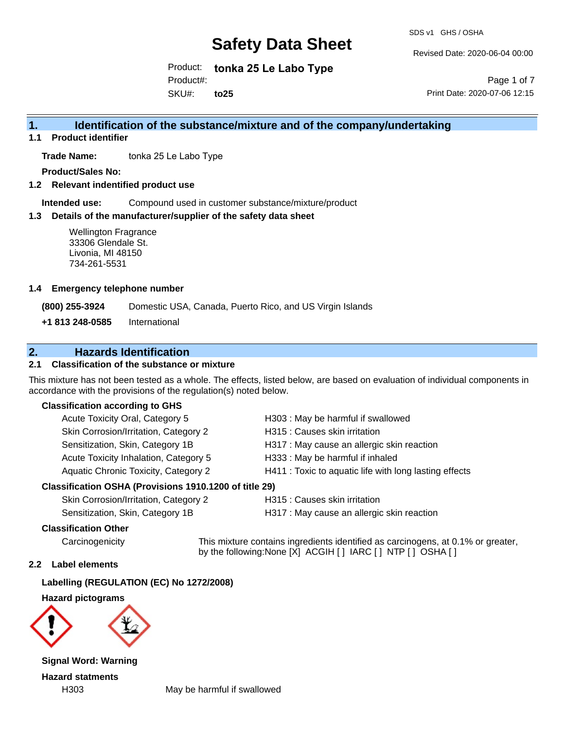# Safety Data Sheet

SDS v1 GHS / OSHA

Revised Date: 2020-06-04 00:00

Product: **tonka 25 Le Labo Type**

Product#:

SKU#: **to25**

Print Date: 2020-07-06 12:15

## 1. Identification of the substance/mixture and of the company/undertaking

### 1.1 Product identifier

**Trade Name:** tonka 25 Le Labo Type

**Product/Sales No:**

### 1.2 Relevant indentified product use

**Intended use:** Compound used in customer substance/mixture/product

### 1.3 Details of the manufacturer/supplier of the safety data sheet

Wellington Fragrance
33306 Glendale St.
Livonia, MI 48150
734-261-5531

### 1.4 Emergency telephone number

**(800) 255-3924** Domestic USA, Canada, Puerto Rico, and US Virgin Islands

**+1 813 248-0585** International

## 2. Hazards Identification

### 2.1 Classification of the substance or mixture

This mixture has not been tested as a whole. The effects, listed below, are based on evaluation of individual components in accordance with the provisions of the regulation(s) noted below.

**Classification according to GHS**

| | |
|---|---|
| Acute Toxicity Oral, Category 5 | H303 : May be harmful if swallowed |
| Skin Corrosion/Irritation, Category 2 | H315 : Causes skin irritation |
| Sensitization, Skin, Category 1B | H317 : May cause an allergic skin reaction |
| Acute Toxicity Inhalation, Category 5 | H333 : May be harmful if inhaled |
| Aquatic Chronic Toxicity, Category 2 | H411 : Toxic to aquatic life with long lasting effects |

**Classification OSHA (Provisions 1910.1200 of title 29)**

| | |
|---|---|
| Skin Corrosion/Irritation, Category 2 | H315 : Causes skin irritation |
| Sensitization, Skin, Category 1B | H317 : May cause an allergic skin reaction |

**Classification Other**

Carcinogenicity — This mixture contains ingredients identified as carcinogens, at 0.1% or greater, by the following:None [X] ACGIH [ ] IARC [ ] NTP [ ] OSHA [ ]

### 2.2 Label elements

**Labelling (REGULATION (EC) No 1272/2008)**

**Hazard pictograms**

**Signal Word: Warning**

**Hazard statments**

H303 May be harmful if swallowed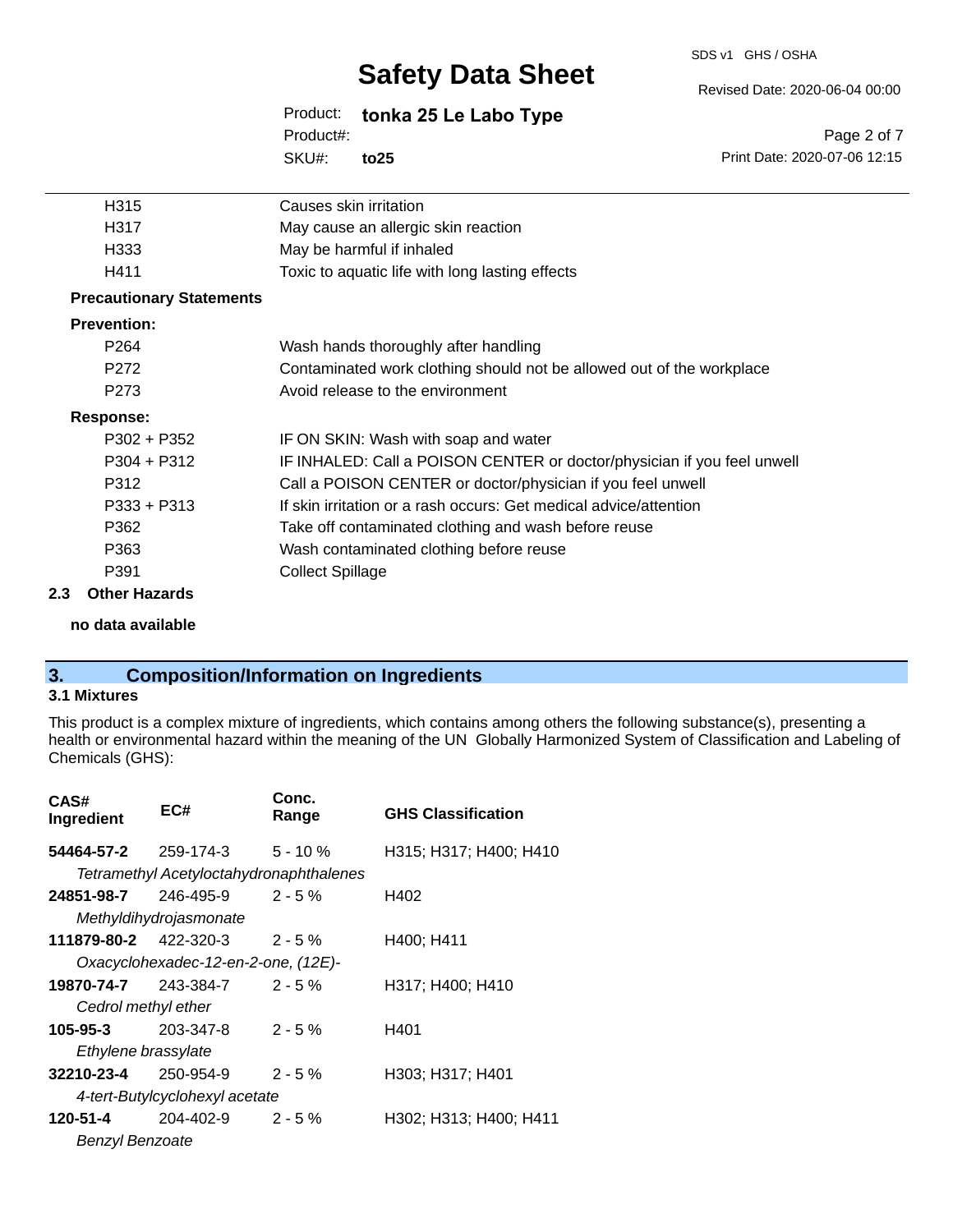| | |
|---|---|
| H315 | Causes skin irritation |
| H317 | May cause an allergic skin reaction |
| H333 | May be harmful if inhaled |
| H411 | Toxic to aquatic life with long lasting effects |

**Precautionary Statements**

**Prevention:**

| | |
|---|---|
| P264 | Wash hands thoroughly after handling |
| P272 | Contaminated work clothing should not be allowed out of the workplace |
| P273 | Avoid release to the environment |

**Response:**

| | |
|---|---|
| P302 + P352 | IF ON SKIN: Wash with soap and water |
| P304 + P312 | IF INHALED: Call a POISON CENTER or doctor/physician if you feel unwell |
| P312 | Call a POISON CENTER or doctor/physician if you feel unwell |
| P333 + P313 | If skin irritation or a rash occurs: Get medical advice/attention |
| P362 | Take off contaminated clothing and wash before reuse |
| P363 | Wash contaminated clothing before reuse |
| P391 | Collect Spillage |

### 2.3 Other Hazards

**no data available**

## 3. Composition/Information on Ingredients

### 3.1 Mixtures

This product is a complex mixture of ingredients, which contains among others the following substance(s), presenting a health or environmental hazard within the meaning of the UN Globally Harmonized System of Classification and Labeling of Chemicals (GHS):

| CAS# Ingredient | EC# | Conc. Range | GHS Classification |
|---|---|---|---|
| **54464-57-2** | 259-174-3 | 5 - 10 % | H315; H317; H400; H410 |
| *Tetramethyl Acetyloctahydronaphthalenes* | | | |
| **24851-98-7** | 246-495-9 | 2 - 5 % | H402 |
| *Methyldihydrojasmonate* | | | |
| **111879-80-2** | 422-320-3 | 2 - 5 % | H400; H411 |
| *Oxacyclohexadec-12-en-2-one, (12E)-* | | | |
| **19870-74-7** | 243-384-7 | 2 - 5 % | H317; H400; H410 |
| *Cedrol methyl ether* | | | |
| **105-95-3** | 203-347-8 | 2 - 5 % | H401 |
| *Ethylene brassylate* | | | |
| **32210-23-4** | 250-954-9 | 2 - 5 % | H303; H317; H401 |
| *4-tert-Butylcyclohexyl acetate* | | | |
| **120-51-4** | 204-402-9 | 2 - 5 % | H302; H313; H400; H411 |
| *Benzyl Benzoate* | | | |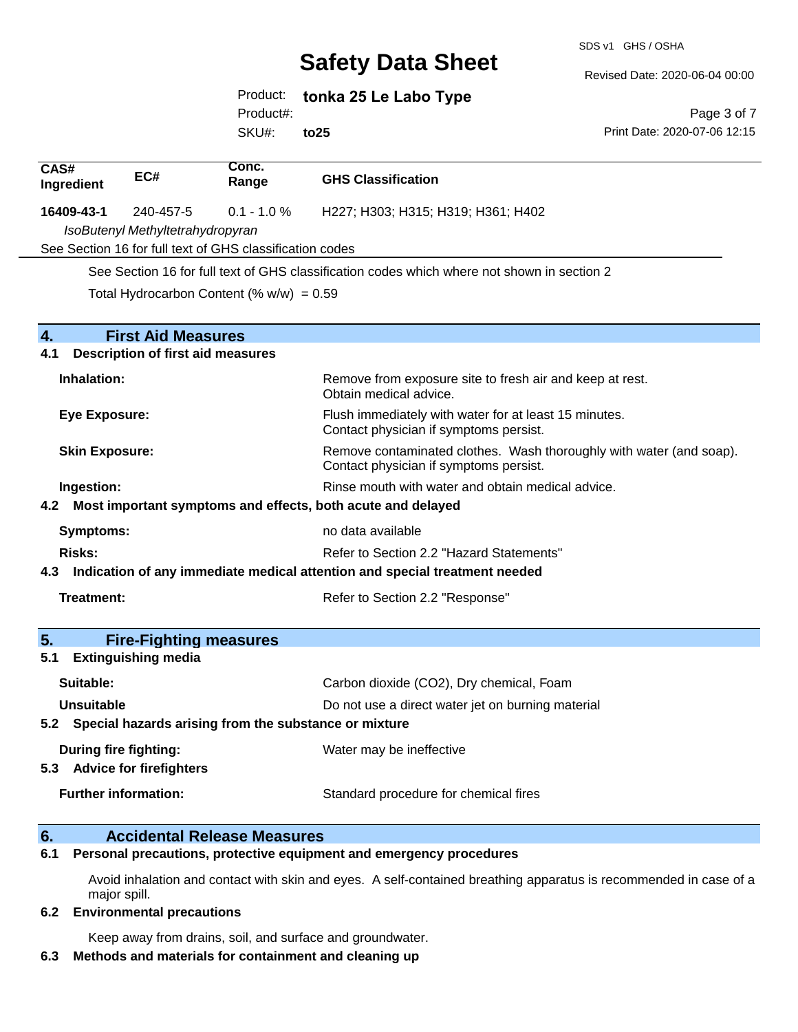| CAS# Ingredient | EC# | Conc. Range | GHS Classification |
|---|---|---|---|
| **16409-43-1** | 240-457-5 | 0.1 - 1.0 % | H227; H303; H315; H319; H361; H402 |
| *IsoButenyl Methyltetrahydropyran* | | | |
| See Section 16 for full text of GHS classification codes | | | |

See Section 16 for full text of GHS classification codes which where not shown in section 2

Total Hydrocarbon Content (% w/w) = 0.59

## 4. First Aid Measures

### 4.1 Description of first aid measures

**Inhalation:** Remove from exposure site to fresh air and keep at rest. Obtain medical advice.

**Eye Exposure:** Flush immediately with water for at least 15 minutes. Contact physician if symptoms persist.

**Skin Exposure:** Remove contaminated clothes. Wash thoroughly with water (and soap). Contact physician if symptoms persist.

**Ingestion:** Rinse mouth with water and obtain medical advice.

### 4.2 Most important symptoms and effects, both acute and delayed

**Symptoms:** no data available

**Risks:** Refer to Section 2.2 "Hazard Statements"

### 4.3 Indication of any immediate medical attention and special treatment needed

**Treatment:** Refer to Section 2.2 "Response"

## 5. Fire-Fighting measures

### 5.1 Extinguishing media

**Suitable:** Carbon dioxide ($CO_2$), Dry chemical, Foam

**Unsuitable** Do not use a direct water jet on burning material

### 5.2 Special hazards arising from the substance or mixture

**During fire fighting:** Water may be ineffective

### 5.3 Advice for firefighters

**Further information:** Standard procedure for chemical fires

## 6. Accidental Release Measures

### 6.1 Personal precautions, protective equipment and emergency procedures

Avoid inhalation and contact with skin and eyes. A self-contained breathing apparatus is recommended in case of a major spill.

### 6.2 Environmental precautions

Keep away from drains, soil, and surface and groundwater.

### 6.3 Methods and materials for containment and cleaning up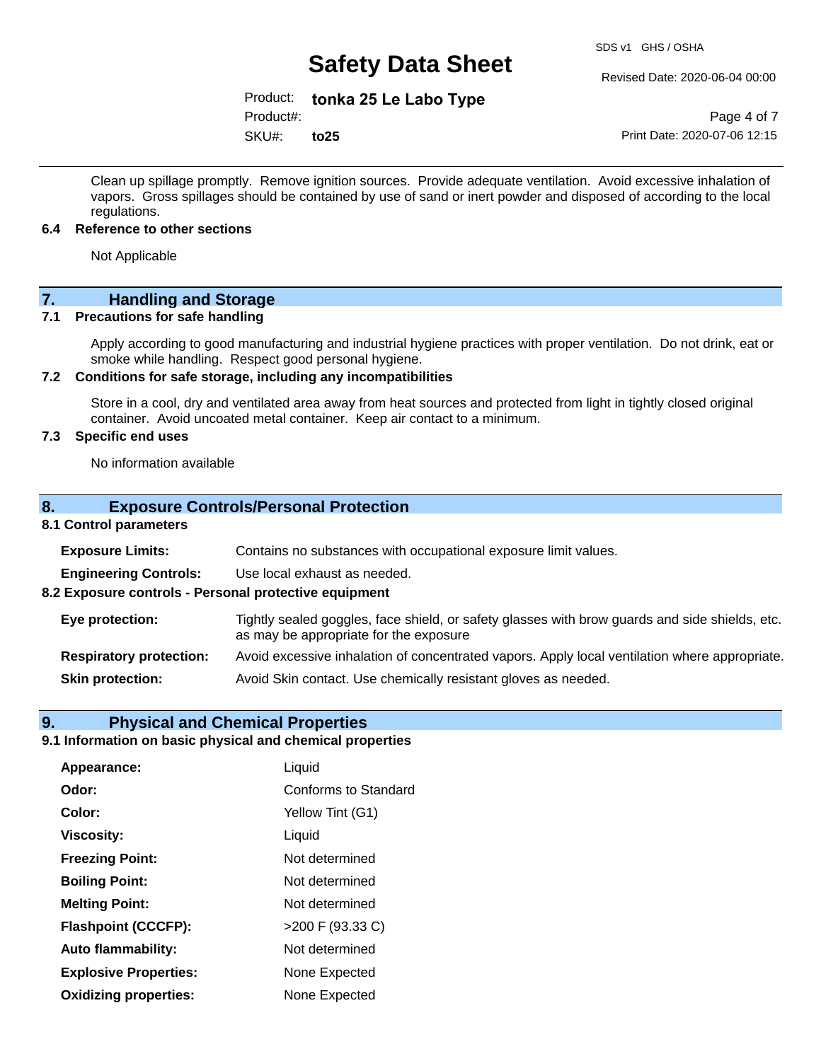Clean up spillage promptly. Remove ignition sources. Provide adequate ventilation. Avoid excessive inhalation of vapors. Gross spillages should be contained by use of sand or inert powder and disposed of according to the local regulations.

### 6.4 Reference to other sections

Not Applicable

## 7. Handling and Storage

### 7.1 Precautions for safe handling

Apply according to good manufacturing and industrial hygiene practices with proper ventilation. Do not drink, eat or smoke while handling. Respect good personal hygiene.

### 7.2 Conditions for safe storage, including any incompatibilities

Store in a cool, dry and ventilated area away from heat sources and protected from light in tightly closed original container. Avoid uncoated metal container. Keep air contact to a minimum.

### 7.3 Specific end uses

No information available

## 8. Exposure Controls/Personal Protection

### 8.1 Control parameters

| | |
|---|---|
| **Exposure Limits:** | Contains no substances with occupational exposure limit values. |
| **Engineering Controls:** | Use local exhaust as needed. |

### 8.2 Exposure controls - Personal protective equipment

| | |
|---|---|
| **Eye protection:** | Tightly sealed goggles, face shield, or safety glasses with brow guards and side shields, etc. as may be appropriate for the exposure |
| **Respiratory protection:** | Avoid excessive inhalation of concentrated vapors. Apply local ventilation where appropriate. |
| **Skin protection:** | Avoid Skin contact. Use chemically resistant gloves as needed. |

## 9. Physical and Chemical Properties

### 9.1 Information on basic physical and chemical properties

| | |
|---|---|
| **Appearance:** | Liquid |
| **Odor:** | Conforms to Standard |
| **Color:** | Yellow Tint (G1) |
| **Viscosity:** | Liquid |
| **Freezing Point:** | Not determined |
| **Boiling Point:** | Not determined |
| **Melting Point:** | Not determined |
| **Flashpoint (CCCFP):** | >200 F (93.33 C) |
| **Auto flammability:** | Not determined |
| **Explosive Properties:** | None Expected |
| **Oxidizing properties:** | None Expected |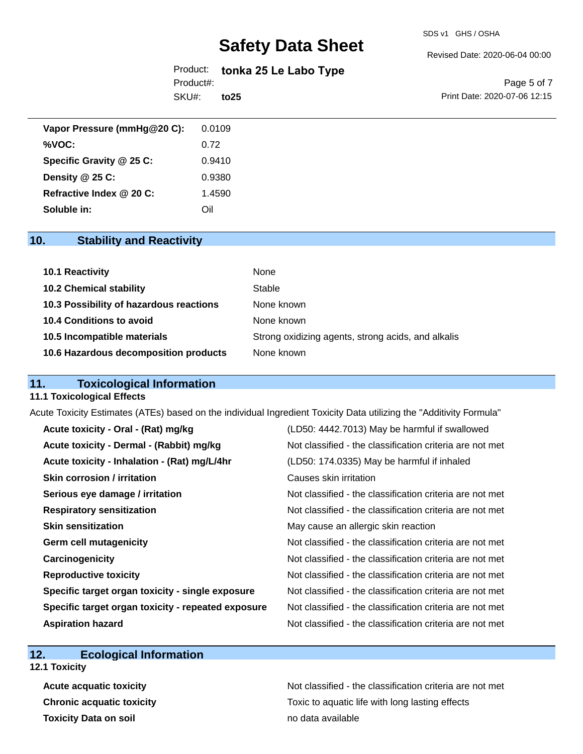| | |
|---|---|
| **Vapor Pressure (mmHg@20 C):** | 0.0109 |
| **%VOC:** | 0.72 |
| **Specific Gravity @ 25 C:** | 0.9410 |
| **Density @ 25 C:** | 0.9380 |
| **Refractive Index @ 20 C:** | 1.4590 |
| **Soluble in:** | Oil |

## 10. Stability and Reactivity

| | |
|---|---|
| **10.1 Reactivity** | None |
| **10.2 Chemical stability** | Stable |
| **10.3 Possibility of hazardous reactions** | None known |
| **10.4 Conditions to avoid** | None known |
| **10.5 Incompatible materials** | Strong oxidizing agents, strong acids, and alkalis |
| **10.6 Hazardous decomposition products** | None known |

## 11. Toxicological Information

### 11.1 Toxicological Effects

Acute Toxicity Estimates (ATEs) based on the individual Ingredient Toxicity Data utilizing the "Additivity Formula"

| | |
|---|---|
| **Acute toxicity - Oral - (Rat) mg/kg** | (LD50: 4442.7013) May be harmful if swallowed |
| **Acute toxicity - Dermal - (Rabbit) mg/kg** | Not classified - the classification criteria are not met |
| **Acute toxicity - Inhalation - (Rat) mg/L/4hr** | (LD50: 174.0335) May be harmful if inhaled |
| **Skin corrosion / irritation** | Causes skin irritation |
| **Serious eye damage / irritation** | Not classified - the classification criteria are not met |
| **Respiratory sensitization** | Not classified - the classification criteria are not met |
| **Skin sensitization** | May cause an allergic skin reaction |
| **Germ cell mutagenicity** | Not classified - the classification criteria are not met |
| **Carcinogenicity** | Not classified - the classification criteria are not met |
| **Reproductive toxicity** | Not classified - the classification criteria are not met |
| **Specific target organ toxicity - single exposure** | Not classified - the classification criteria are not met |
| **Specific target organ toxicity - repeated exposure** | Not classified - the classification criteria are not met |
| **Aspiration hazard** | Not classified - the classification criteria are not met |

## 12. Ecological Information

### 12.1 Toxicity

| | |
|---|---|
| **Acute acquatic toxicity** | Not classified - the classification criteria are not met |
| **Chronic acquatic toxicity** | Toxic to aquatic life with long lasting effects |
| **Toxicity Data on soil** | no data available |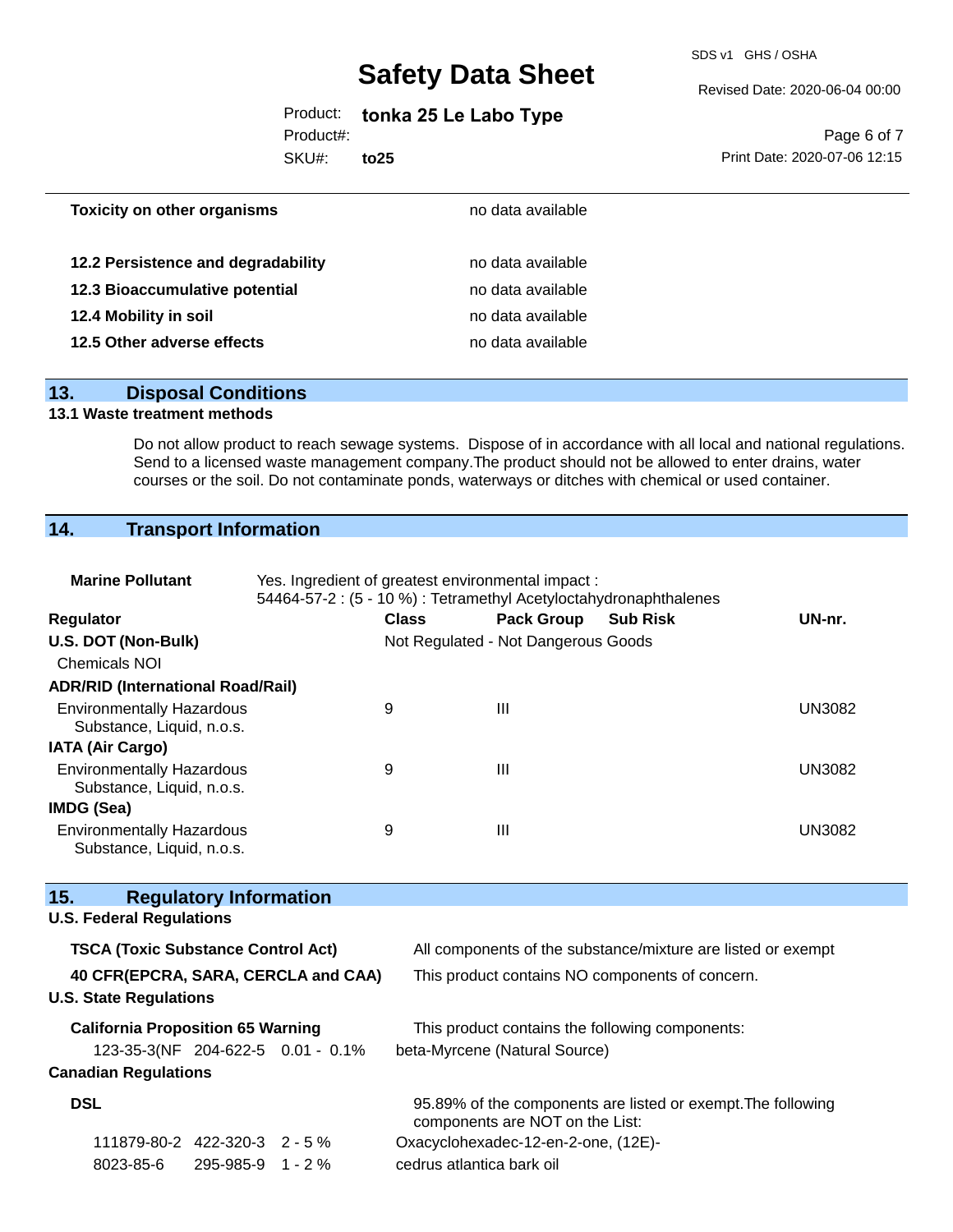| | |
|---|---|
| **Toxicity on other organisms** | no data available |
| **12.2 Persistence and degradability** | no data available |
| **12.3 Bioaccumulative potential** | no data available |
| **12.4 Mobility in soil** | no data available |
| **12.5 Other adverse effects** | no data available |

## 13. Disposal Conditions

**13.1 Waste treatment methods**

Do not allow product to reach sewage systems. Dispose of in accordance with all local and national regulations. Send to a licensed waste management company.The product should not be allowed to enter drains, water courses or the soil. Do not contaminate ponds, waterways or ditches with chemical or used container.

## 14. Transport Information

**Marine Pollutant** Yes. Ingredient of greatest environmental impact :
54464-57-2 : (5 - 10 %) : Tetramethyl Acetyloctahydronaphthalenes

| Regulator | Class | Pack Group | Sub Risk | UN-nr. |
|---|---|---|---|---|
| **U.S. DOT (Non-Bulk)** | Not Regulated - Not Dangerous Goods | | | |
| Chemicals NOI | | | | |
| **ADR/RID (International Road/Rail)** | | | | |
| Environmentally Hazardous Substance, Liquid, n.o.s. | 9 | III | | UN3082 |
| **IATA (Air Cargo)** | | | | |
| Environmentally Hazardous Substance, Liquid, n.o.s. | 9 | III | | UN3082 |
| **IMDG (Sea)** | | | | |
| Environmentally Hazardous Substance, Liquid, n.o.s. | 9 | III | | UN3082 |

## 15. Regulatory Information

**U.S. Federal Regulations**

| | |
|---|---|
| **TSCA (Toxic Substance Control Act)** | All components of the substance/mixture are listed or exempt |
| **40 CFR(EPCRA, SARA, CERCLA and CAA)** | This product contains NO components of concern. |

**U.S. State Regulations**

**California Proposition 65 Warning** This product contains the following components:

| | | | |
|---|---|---|---|
| 123-35-3(NF | 204-622-5 | 0.01 - 0.1% | beta-Myrcene (Natural Source) |

**Canadian Regulations**

**DSL** 95.89% of the components are listed or exempt.The following components are NOT on the List:

| | | | |
|---|---|---|---|
| 111879-80-2 | 422-320-3 | 2 - 5 % | Oxacyclohexadec-12-en-2-one, (12E)- |
| 8023-85-6 | 295-985-9 | 1 - 2 % | cedrus atlantica bark oil |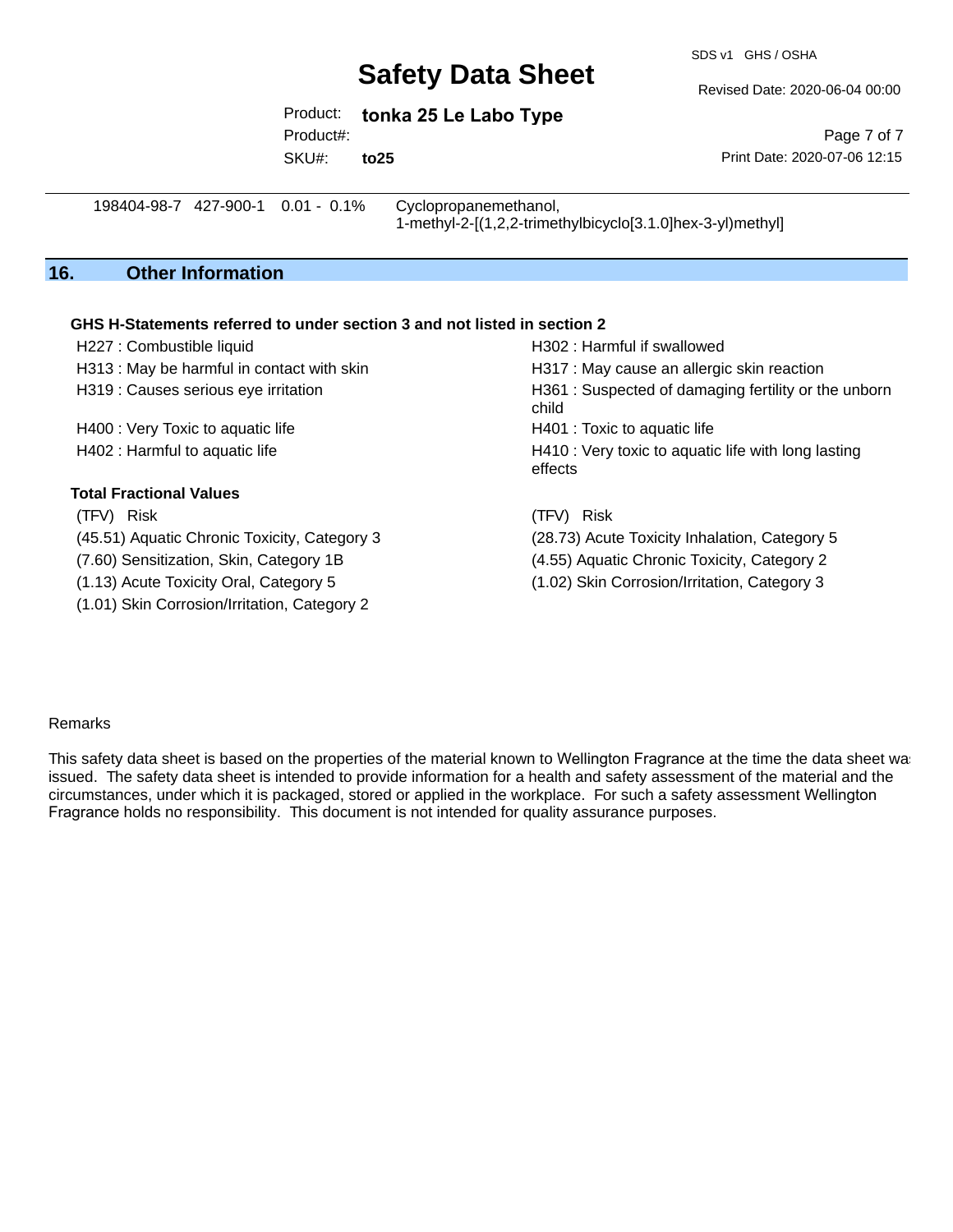| | | | |
|---|---|---|---|
| 198404-98-7 | 427-900-1 | 0.01 - 0.1% | Cyclopropanemethanol, 1-methyl-2-[(1,2,2-trimethylbicyclo[3.1.0]hex-3-yl)methyl] |

## 16. Other Information

### GHS H-Statements referred to under section 3 and not listed in section 2

H227 : Combustible liquid

H302 : Harmful if swallowed

H313 : May be harmful in contact with skin

H317 : May cause an allergic skin reaction

H319 : Causes serious eye irritation

H361 : Suspected of damaging fertility or the unborn child

H400 : Very Toxic to aquatic life

H401 : Toxic to aquatic life

H402 : Harmful to aquatic life

H410 : Very toxic to aquatic life with long lasting effects

### Total Fractional Values

| (TFV) Risk | (TFV) Risk |
|---|---|
| (45.51) Aquatic Chronic Toxicity, Category 3 | (28.73) Acute Toxicity Inhalation, Category 5 |
| (7.60) Sensitization, Skin, Category 1B | (4.55) Aquatic Chronic Toxicity, Category 2 |
| (1.13) Acute Toxicity Oral, Category 5 | (1.02) Skin Corrosion/Irritation, Category 3 |
| (1.01) Skin Corrosion/Irritation, Category 2 | |

Remarks

This safety data sheet is based on the properties of the material known to Wellington Fragrance at the time the data sheet was issued. The safety data sheet is intended to provide information for a health and safety assessment of the material and the circumstances, under which it is packaged, stored or applied in the workplace. For such a safety assessment Wellington Fragrance holds no responsibility. This document is not intended for quality assurance purposes.